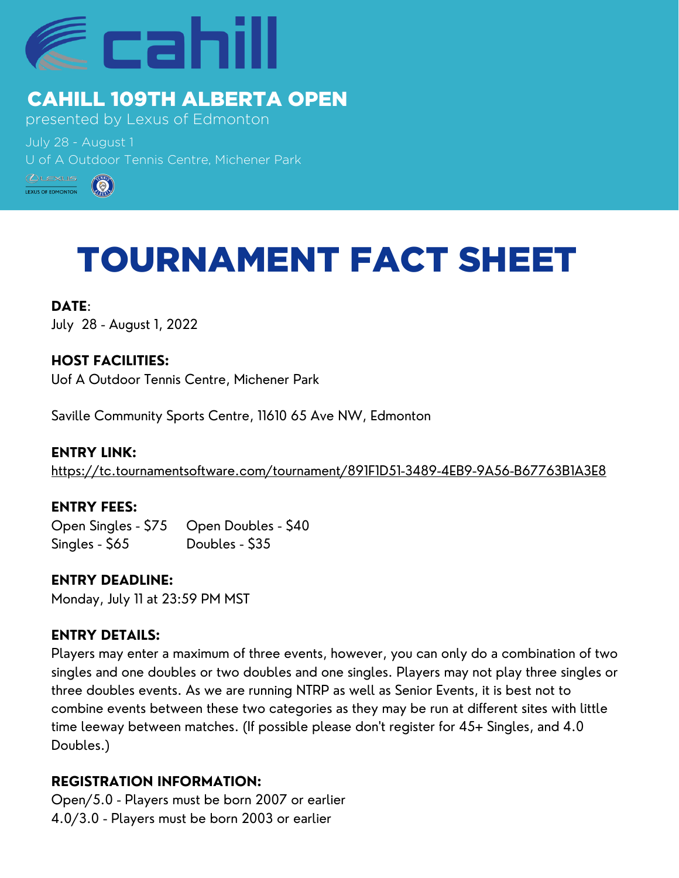# CAHILL 109TH ALBERTA OPEN

presented by Lexus of Edmonton

July 28 - August 1

U of A Outdoor Tennis Centre, Michener Park

# TOURNAMENT FACT SHEET

**DATE**:
July 28 - August 1, 2022

**HOST FACILITIES:**
Uof A Outdoor Tennis Centre, Michener Park

Saville Community Sports Centre, 11610 65 Ave NW, Edmonton

**ENTRY LINK:**
https://tc.tournamentsoftware.com/tournament/891F1D51-3489-4EB9-9A56-B67763B1A3E8

**ENTRY FEES:**

Open Singles - $75
Open Doubles - $40
Singles - $65
Doubles - $35

**ENTRY DEADLINE:**
Monday, July 11 at 23:59 PM MST

**ENTRY DETAILS:**
Players may enter a maximum of three events, however, you can only do a combination of two singles and one doubles or two doubles and one singles. Players may not play three singles or three doubles events. As we are running NTRP as well as Senior Events, it is best not to combine events between these two categories as they may be run at different sites with little time leeway between matches. (If possible please don't register for 45+ Singles, and 4.0 Doubles.)

**REGISTRATION INFORMATION:**
Open/5.0 - Players must be born 2007 or earlier
4.0/3.0 - Players must be born 2003 or earlier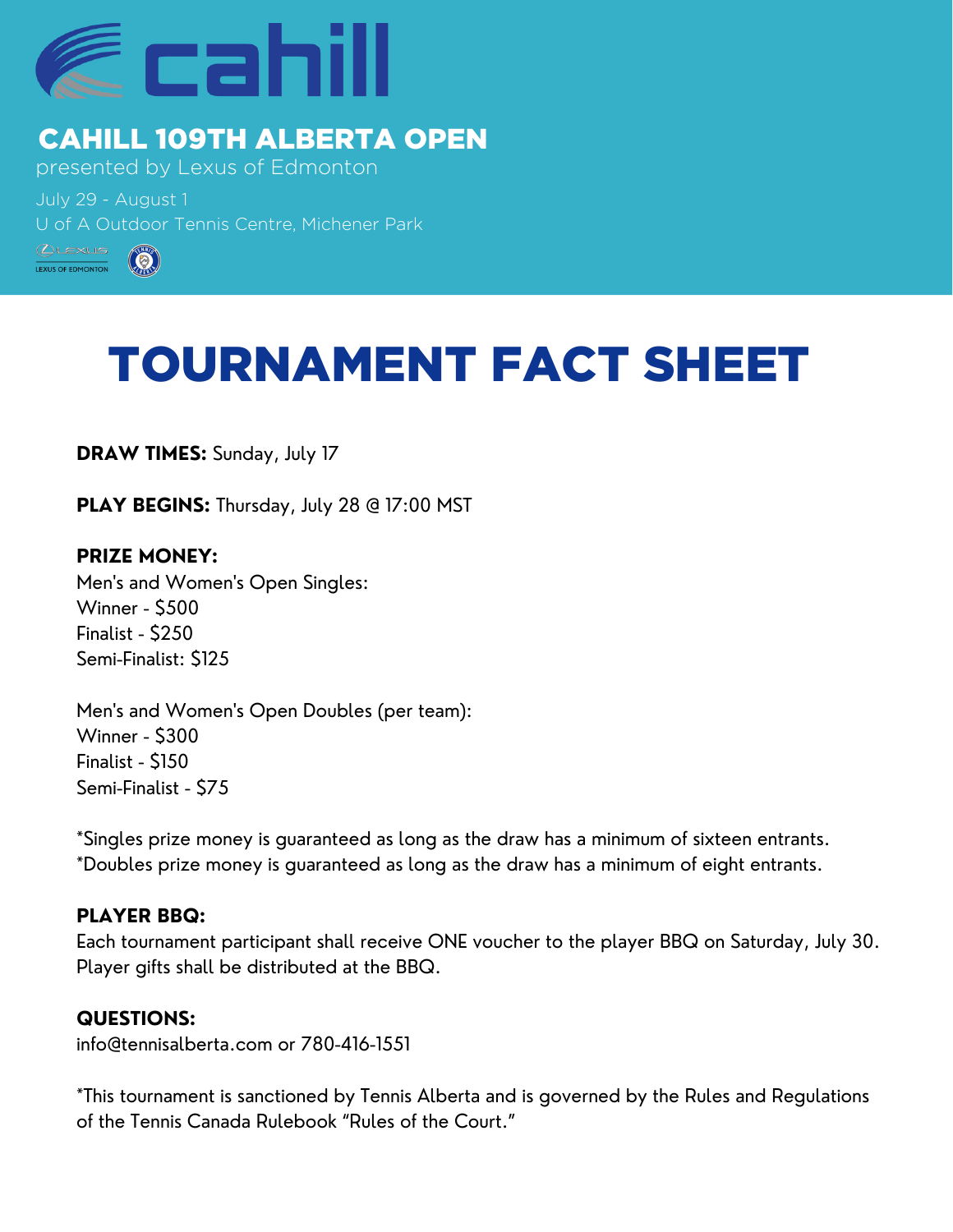cahill

## CAHILL 109TH ALBERTA OPEN

presented by Lexus of Edmonton

July 29 - August 1

U of A Outdoor Tennis Centre, Michener Park

LEXUS OF EDMONTON

# TOURNAMENT FACT SHEET

**DRAW TIMES:** Sunday, July 17

**PLAY BEGINS:** Thursday, July 28 @ 17:00 MST

**PRIZE MONEY:**

Men's and Women's Open Singles:
Winner - $500
Finalist - $250
Semi-Finalist: $125

Men's and Women's Open Doubles (per team):
Winner - $300
Finalist - $150
Semi-Finalist - $75

*Singles prize money is guaranteed as long as the draw has a minimum of sixteen entrants.
*Doubles prize money is guaranteed as long as the draw has a minimum of eight entrants.

**PLAYER BBQ:**

Each tournament participant shall receive ONE voucher to the player BBQ on Saturday, July 30. Player gifts shall be distributed at the BBQ.

**QUESTIONS:**

info@tennisalberta.com or 780-416-1551

*This tournament is sanctioned by Tennis Alberta and is governed by the Rules and Regulations of the Tennis Canada Rulebook "Rules of the Court."